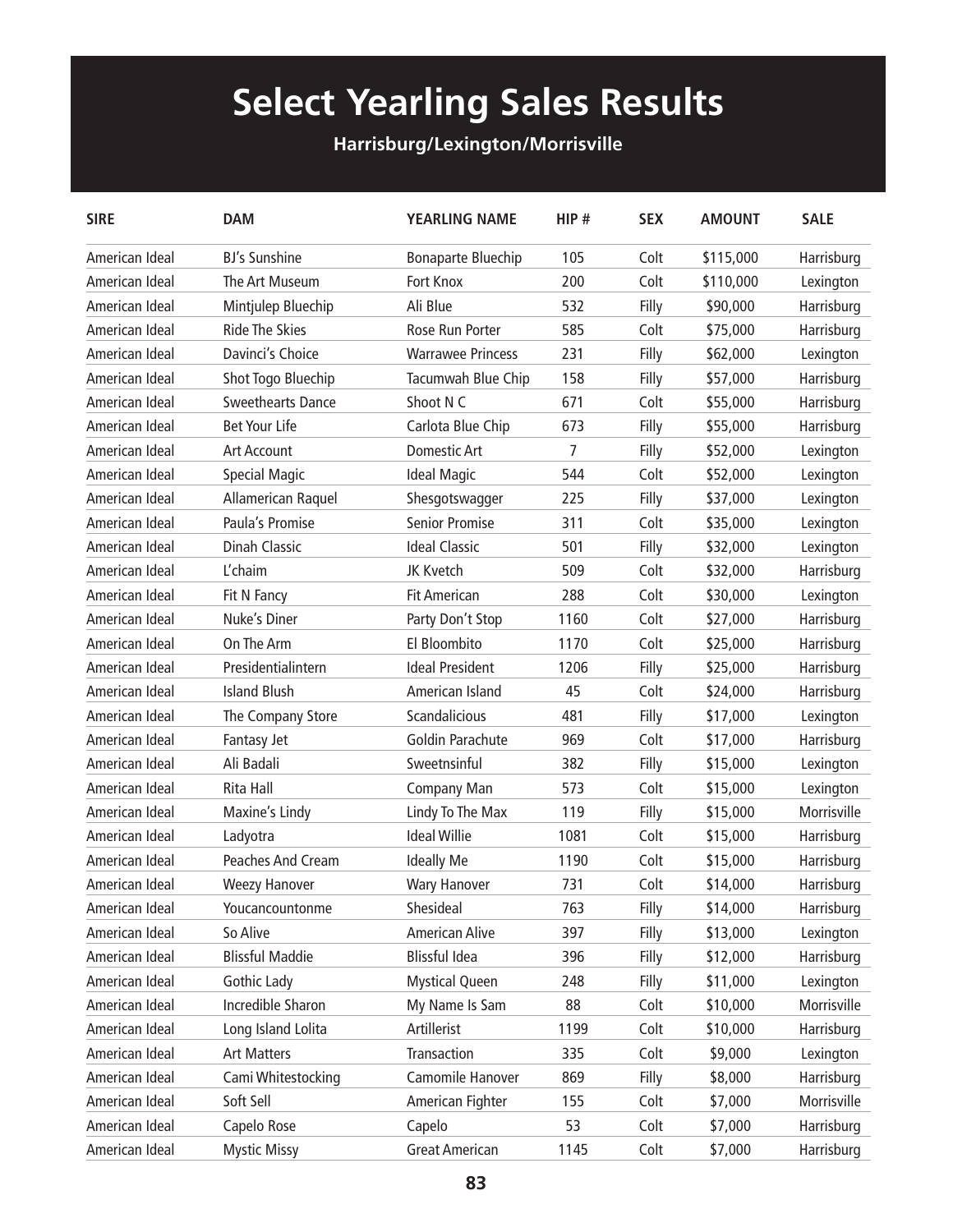# Select Yearling Sales Results

**Harrisburg/Lexington/Morrisville**

| SIRE | DAM | YEARLING NAME | HIP # | SEX | AMOUNT | SALE |
|---|---|---|---|---|---|---|
| American Ideal | BJ's Sunshine | Bonaparte Bluechip | 105 | Colt | $115,000 | Harrisburg |
| American Ideal | The Art Museum | Fort Knox | 200 | Colt | $110,000 | Lexington |
| American Ideal | Mintjulep Bluechip | Ali Blue | 532 | Filly | $90,000 | Harrisburg |
| American Ideal | Ride The Skies | Rose Run Porter | 585 | Colt | $75,000 | Harrisburg |
| American Ideal | Davinci's Choice | Warrawee Princess | 231 | Filly | $62,000 | Lexington |
| American Ideal | Shot Togo Bluechip | Tacumwah Blue Chip | 158 | Filly | $57,000 | Harrisburg |
| American Ideal | Sweethearts Dance | Shoot N C | 671 | Colt | $55,000 | Harrisburg |
| American Ideal | Bet Your Life | Carlota Blue Chip | 673 | Filly | $55,000 | Harrisburg |
| American Ideal | Art Account | Domestic Art | 7 | Filly | $52,000 | Lexington |
| American Ideal | Special Magic | Ideal Magic | 544 | Colt | $52,000 | Lexington |
| American Ideal | Allamerican Raquel | Shesgotswagger | 225 | Filly | $37,000 | Lexington |
| American Ideal | Paula's Promise | Senior Promise | 311 | Colt | $35,000 | Lexington |
| American Ideal | Dinah Classic | Ideal Classic | 501 | Filly | $32,000 | Lexington |
| American Ideal | L'chaim | JK Kvetch | 509 | Colt | $32,000 | Harrisburg |
| American Ideal | Fit N Fancy | Fit American | 288 | Colt | $30,000 | Lexington |
| American Ideal | Nuke's Diner | Party Don't Stop | 1160 | Colt | $27,000 | Harrisburg |
| American Ideal | On The Arm | El Bloombito | 1170 | Colt | $25,000 | Harrisburg |
| American Ideal | Presidentialintern | Ideal President | 1206 | Filly | $25,000 | Harrisburg |
| American Ideal | Island Blush | American Island | 45 | Colt | $24,000 | Harrisburg |
| American Ideal | The Company Store | Scandalicious | 481 | Filly | $17,000 | Lexington |
| American Ideal | Fantasy Jet | Goldin Parachute | 969 | Colt | $17,000 | Harrisburg |
| American Ideal | Ali Badali | Sweetnsinful | 382 | Filly | $15,000 | Lexington |
| American Ideal | Rita Hall | Company Man | 573 | Colt | $15,000 | Lexington |
| American Ideal | Maxine's Lindy | Lindy To The Max | 119 | Filly | $15,000 | Morrisville |
| American Ideal | Ladyotra | Ideal Willie | 1081 | Colt | $15,000 | Harrisburg |
| American Ideal | Peaches And Cream | Ideally Me | 1190 | Colt | $15,000 | Harrisburg |
| American Ideal | Weezy Hanover | Wary Hanover | 731 | Colt | $14,000 | Harrisburg |
| American Ideal | Youcancountonme | Shesideal | 763 | Filly | $14,000 | Harrisburg |
| American Ideal | So Alive | American Alive | 397 | Filly | $13,000 | Lexington |
| American Ideal | Blissful Maddie | Blissful Idea | 396 | Filly | $12,000 | Harrisburg |
| American Ideal | Gothic Lady | Mystical Queen | 248 | Filly | $11,000 | Lexington |
| American Ideal | Incredible Sharon | My Name Is Sam | 88 | Colt | $10,000 | Morrisville |
| American Ideal | Long Island Lolita | Artillerist | 1199 | Colt | $10,000 | Harrisburg |
| American Ideal | Art Matters | Transaction | 335 | Colt | $9,000 | Lexington |
| American Ideal | Cami Whitestocking | Camomile Hanover | 869 | Filly | $8,000 | Harrisburg |
| American Ideal | Soft Sell | American Fighter | 155 | Colt | $7,000 | Morrisville |
| American Ideal | Capelo Rose | Capelo | 53 | Colt | $7,000 | Harrisburg |
| American Ideal | Mystic Missy | Great American | 1145 | Colt | $7,000 | Harrisburg |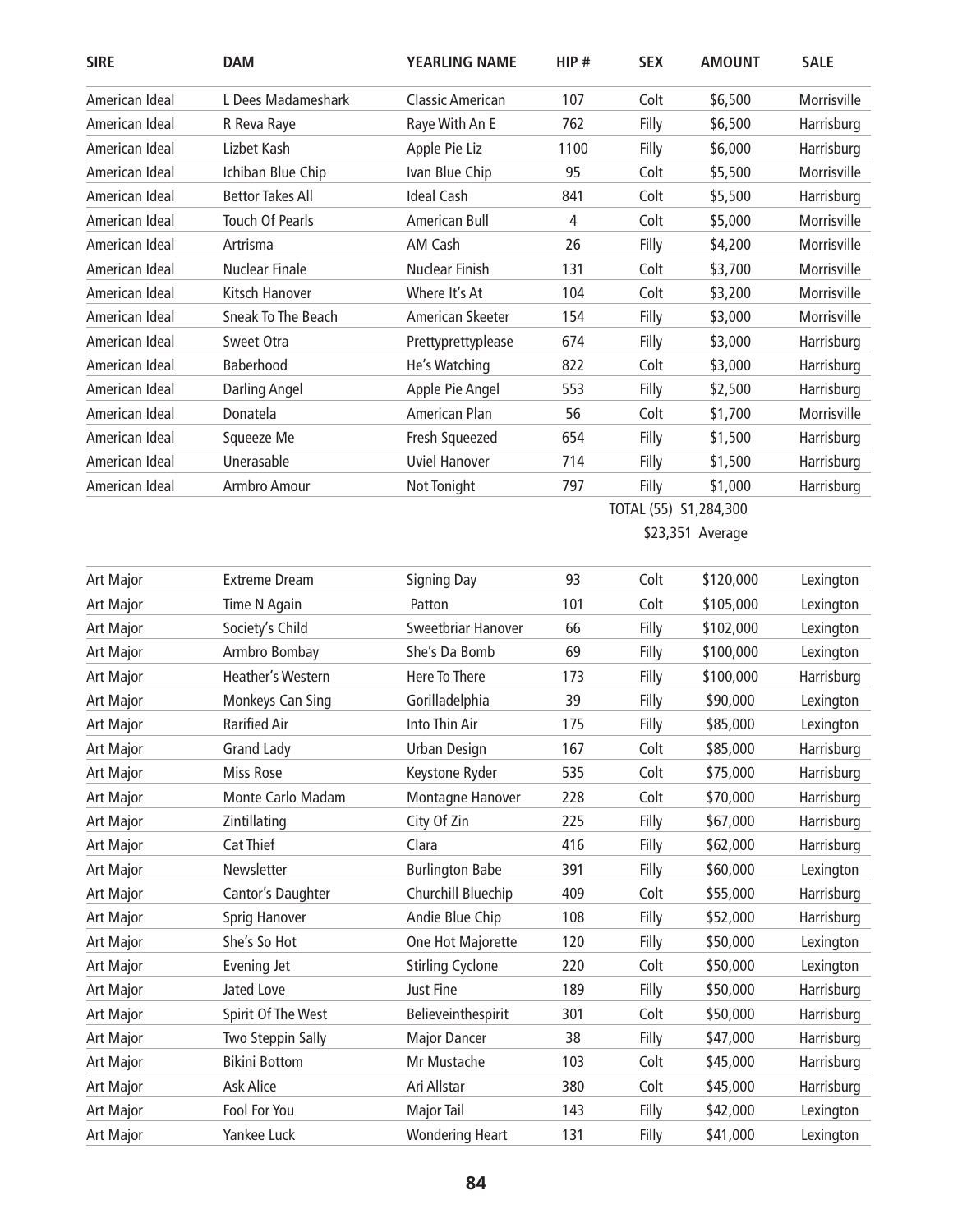| SIRE | DAM | YEARLING NAME | HIP # | SEX | AMOUNT | SALE |
|---|---|---|---|---|---|---|
| American Ideal | L Dees Madameshark | Classic American | 107 | Colt | $6,500 | Morrisville |
| American Ideal | R Reva Raye | Raye With An E | 762 | Filly | $6,500 | Harrisburg |
| American Ideal | Lizbet Kash | Apple Pie Liz | 1100 | Filly | $6,000 | Harrisburg |
| American Ideal | Ichiban Blue Chip | Ivan Blue Chip | 95 | Colt | $5,500 | Morrisville |
| American Ideal | Bettor Takes All | Ideal Cash | 841 | Colt | $5,500 | Harrisburg |
| American Ideal | Touch Of Pearls | American Bull | 4 | Colt | $5,000 | Morrisville |
| American Ideal | Artrisma | AM Cash | 26 | Filly | $4,200 | Morrisville |
| American Ideal | Nuclear Finale | Nuclear Finish | 131 | Colt | $3,700 | Morrisville |
| American Ideal | Kitsch Hanover | Where It's At | 104 | Colt | $3,200 | Morrisville |
| American Ideal | Sneak To The Beach | American Skeeter | 154 | Filly | $3,000 | Morrisville |
| American Ideal | Sweet Otra | Prettyprettyplease | 674 | Filly | $3,000 | Harrisburg |
| American Ideal | Baberhood | He's Watching | 822 | Colt | $3,000 | Harrisburg |
| American Ideal | Darling Angel | Apple Pie Angel | 553 | Filly | $2,500 | Harrisburg |
| American Ideal | Donatela | American Plan | 56 | Colt | $1,700 | Morrisville |
| American Ideal | Squeeze Me | Fresh Squeezed | 654 | Filly | $1,500 | Harrisburg |
| American Ideal | Unerasable | Uviel Hanover | 714 | Filly | $1,500 | Harrisburg |
| American Ideal | Armbro Amour | Not Tonight | 797 | Filly | $1,000 | Harrisburg |
| | | | | TOTAL (55) | $1,284,300 | |
| | | | | | $23,351 Average | |

| SIRE | DAM | YEARLING NAME | HIP # | SEX | AMOUNT | SALE |
|---|---|---|---|---|---|---|
| Art Major | Extreme Dream | Signing Day | 93 | Colt | $120,000 | Lexington |
| Art Major | Time N Again | Patton | 101 | Colt | $105,000 | Lexington |
| Art Major | Society's Child | Sweetbriar Hanover | 66 | Filly | $102,000 | Lexington |
| Art Major | Armbro Bombay | She's Da Bomb | 69 | Filly | $100,000 | Lexington |
| Art Major | Heather's Western | Here To There | 173 | Filly | $100,000 | Harrisburg |
| Art Major | Monkeys Can Sing | Gorilladelphia | 39 | Filly | $90,000 | Lexington |
| Art Major | Rarified Air | Into Thin Air | 175 | Filly | $85,000 | Lexington |
| Art Major | Grand Lady | Urban Design | 167 | Colt | $85,000 | Harrisburg |
| Art Major | Miss Rose | Keystone Ryder | 535 | Colt | $75,000 | Harrisburg |
| Art Major | Monte Carlo Madam | Montagne Hanover | 228 | Colt | $70,000 | Harrisburg |
| Art Major | Zintillating | City Of Zin | 225 | Filly | $67,000 | Harrisburg |
| Art Major | Cat Thief | Clara | 416 | Filly | $62,000 | Harrisburg |
| Art Major | Newsletter | Burlington Babe | 391 | Filly | $60,000 | Lexington |
| Art Major | Cantor's Daughter | Churchill Bluechip | 409 | Colt | $55,000 | Harrisburg |
| Art Major | Sprig Hanover | Andie Blue Chip | 108 | Filly | $52,000 | Harrisburg |
| Art Major | She's So Hot | One Hot Majorette | 120 | Filly | $50,000 | Lexington |
| Art Major | Evening Jet | Stirling Cyclone | 220 | Colt | $50,000 | Lexington |
| Art Major | Jated Love | Just Fine | 189 | Filly | $50,000 | Harrisburg |
| Art Major | Spirit Of The West | Believeinthespirit | 301 | Colt | $50,000 | Harrisburg |
| Art Major | Two Steppin Sally | Major Dancer | 38 | Filly | $47,000 | Harrisburg |
| Art Major | Bikini Bottom | Mr Mustache | 103 | Colt | $45,000 | Harrisburg |
| Art Major | Ask Alice | Ari Allstar | 380 | Colt | $45,000 | Harrisburg |
| Art Major | Fool For You | Major Tail | 143 | Filly | $42,000 | Lexington |
| Art Major | Yankee Luck | Wondering Heart | 131 | Filly | $41,000 | Lexington |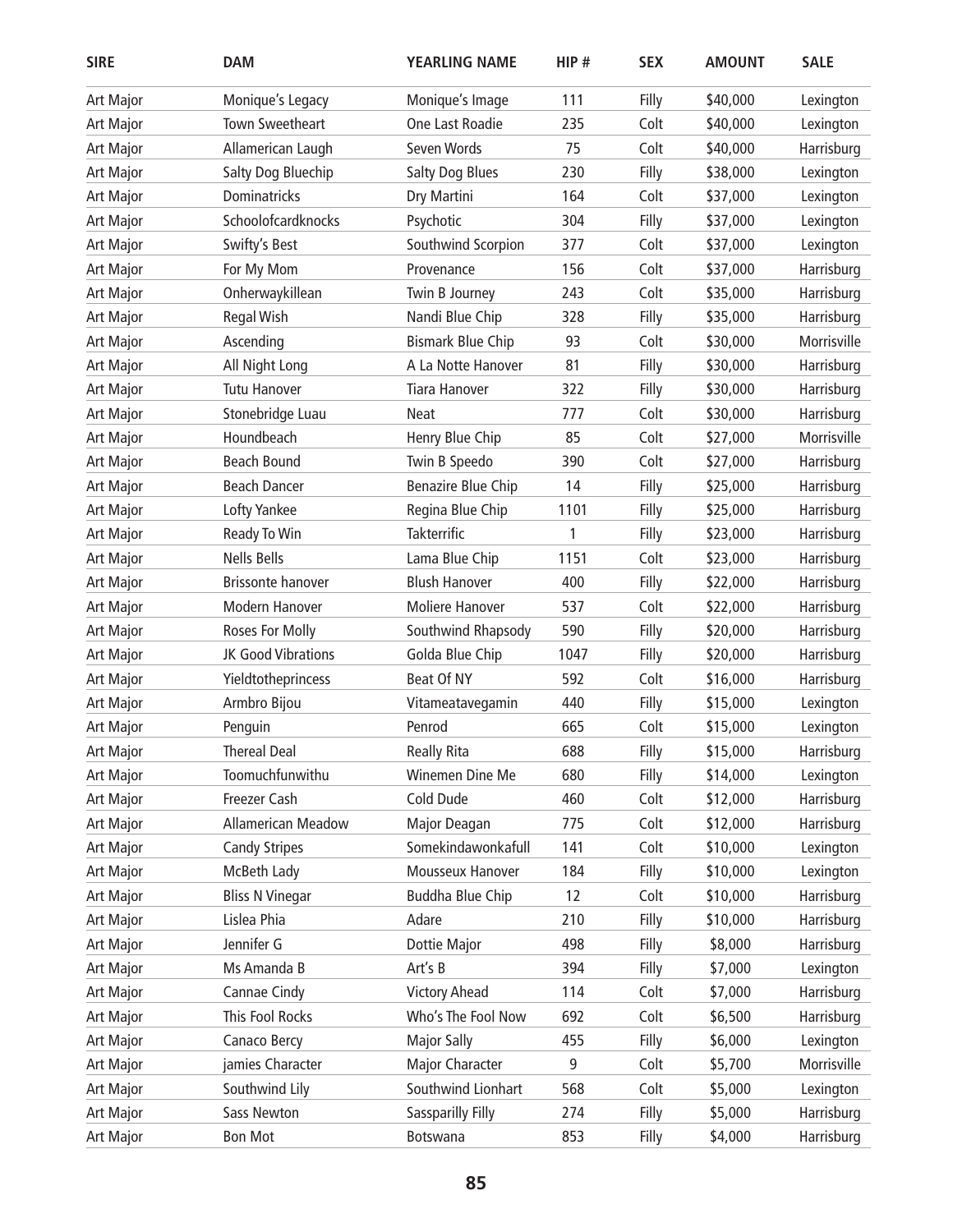| SIRE | DAM | YEARLING NAME | HIP # | SEX | AMOUNT | SALE |
|---|---|---|---|---|---|---|
| Art Major | Monique's Legacy | Monique's Image | 111 | Filly | $40,000 | Lexington |
| Art Major | Town Sweetheart | One Last Roadie | 235 | Colt | $40,000 | Lexington |
| Art Major | Allamerican Laugh | Seven Words | 75 | Colt | $40,000 | Harrisburg |
| Art Major | Salty Dog Bluechip | Salty Dog Blues | 230 | Filly | $38,000 | Lexington |
| Art Major | Dominatricks | Dry Martini | 164 | Colt | $37,000 | Lexington |
| Art Major | Schoolofcardknocks | Psychotic | 304 | Filly | $37,000 | Lexington |
| Art Major | Swifty's Best | Southwind Scorpion | 377 | Colt | $37,000 | Lexington |
| Art Major | For My Mom | Provenance | 156 | Colt | $37,000 | Harrisburg |
| Art Major | Onherwaykillean | Twin B Journey | 243 | Colt | $35,000 | Harrisburg |
| Art Major | Regal Wish | Nandi Blue Chip | 328 | Filly | $35,000 | Harrisburg |
| Art Major | Ascending | Bismark Blue Chip | 93 | Colt | $30,000 | Morrisville |
| Art Major | All Night Long | A La Notte Hanover | 81 | Filly | $30,000 | Harrisburg |
| Art Major | Tutu Hanover | Tiara Hanover | 322 | Filly | $30,000 | Harrisburg |
| Art Major | Stonebridge Luau | Neat | 777 | Colt | $30,000 | Harrisburg |
| Art Major | Houndbeach | Henry Blue Chip | 85 | Colt | $27,000 | Morrisville |
| Art Major | Beach Bound | Twin B Speedo | 390 | Colt | $27,000 | Harrisburg |
| Art Major | Beach Dancer | Benazire Blue Chip | 14 | Filly | $25,000 | Harrisburg |
| Art Major | Lofty Yankee | Regina Blue Chip | 1101 | Filly | $25,000 | Harrisburg |
| Art Major | Ready To Win | Takterrific | 1 | Filly | $23,000 | Harrisburg |
| Art Major | Nells Bells | Lama Blue Chip | 1151 | Colt | $23,000 | Harrisburg |
| Art Major | Brissonte hanover | Blush Hanover | 400 | Filly | $22,000 | Harrisburg |
| Art Major | Modern Hanover | Moliere Hanover | 537 | Colt | $22,000 | Harrisburg |
| Art Major | Roses For Molly | Southwind Rhapsody | 590 | Filly | $20,000 | Harrisburg |
| Art Major | JK Good Vibrations | Golda Blue Chip | 1047 | Filly | $20,000 | Harrisburg |
| Art Major | Yieldtotheprincess | Beat Of NY | 592 | Colt | $16,000 | Harrisburg |
| Art Major | Armbro Bijou | Vitameatavegamin | 440 | Filly | $15,000 | Lexington |
| Art Major | Penguin | Penrod | 665 | Colt | $15,000 | Lexington |
| Art Major | Thereal Deal | Really Rita | 688 | Filly | $15,000 | Harrisburg |
| Art Major | Toomuchfunwithu | Winemen Dine Me | 680 | Filly | $14,000 | Lexington |
| Art Major | Freezer Cash | Cold Dude | 460 | Colt | $12,000 | Harrisburg |
| Art Major | Allamerican Meadow | Major Deagan | 775 | Colt | $12,000 | Harrisburg |
| Art Major | Candy Stripes | Somekindawonkafull | 141 | Colt | $10,000 | Lexington |
| Art Major | McBeth Lady | Mousseux Hanover | 184 | Filly | $10,000 | Lexington |
| Art Major | Bliss N Vinegar | Buddha Blue Chip | 12 | Colt | $10,000 | Harrisburg |
| Art Major | Lislea Phia | Adare | 210 | Filly | $10,000 | Harrisburg |
| Art Major | Jennifer G | Dottie Major | 498 | Filly | $8,000 | Harrisburg |
| Art Major | Ms Amanda B | Art's B | 394 | Filly | $7,000 | Lexington |
| Art Major | Cannae Cindy | Victory Ahead | 114 | Colt | $7,000 | Harrisburg |
| Art Major | This Fool Rocks | Who's The Fool Now | 692 | Colt | $6,500 | Harrisburg |
| Art Major | Canaco Bercy | Major Sally | 455 | Filly | $6,000 | Lexington |
| Art Major | jamies Character | Major Character | 9 | Colt | $5,700 | Morrisville |
| Art Major | Southwind Lily | Southwind Lionhart | 568 | Colt | $5,000 | Lexington |
| Art Major | Sass Newton | Sassparilly Filly | 274 | Filly | $5,000 | Harrisburg |
| Art Major | Bon Mot | Botswana | 853 | Filly | $4,000 | Harrisburg |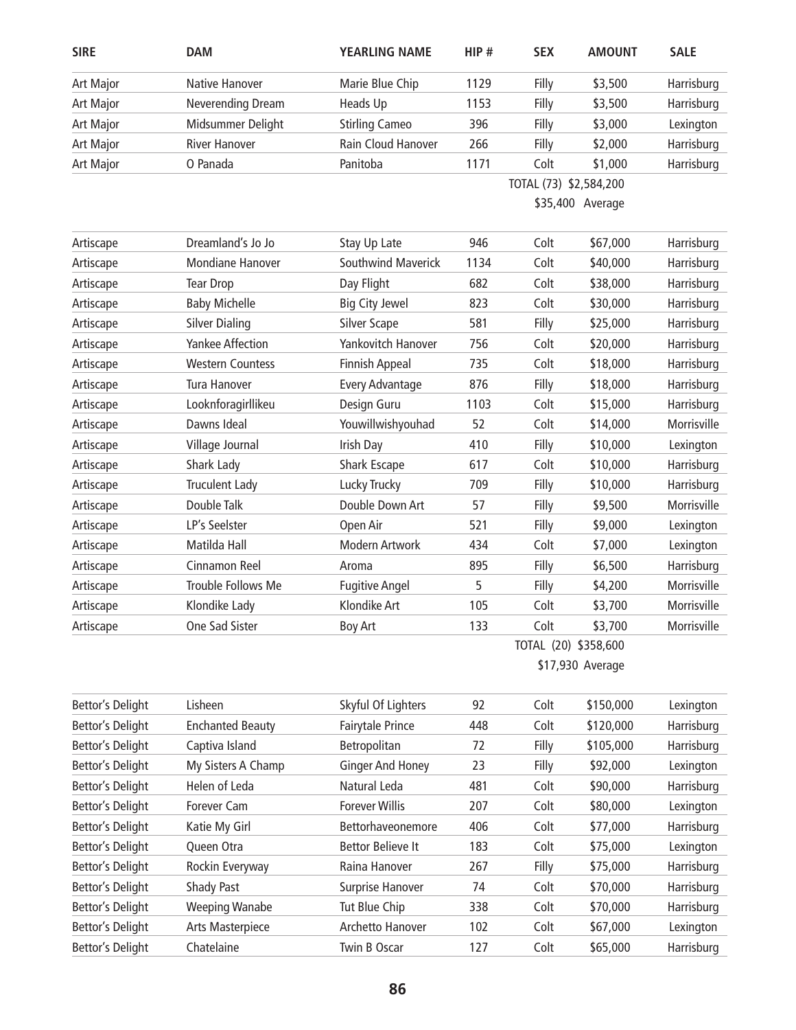| SIRE | DAM | YEARLING NAME | HIP # | SEX | AMOUNT | SALE |
|---|---|---|---|---|---|---|
| Art Major | Native Hanover | Marie Blue Chip | 1129 | Filly | $3,500 | Harrisburg |
| Art Major | Neverending Dream | Heads Up | 1153 | Filly | $3,500 | Harrisburg |
| Art Major | Midsummer Delight | Stirling Cameo | 396 | Filly | $3,000 | Lexington |
| Art Major | River Hanover | Rain Cloud Hanover | 266 | Filly | $2,000 | Harrisburg |
| Art Major | O Panada | Panitoba | 1171 | Colt | $1,000 | Harrisburg |
| | | | | TOTAL (73) | $2,584,200 | |
| | | | | | $35,400 Average | |
| Artiscape | Dreamland's Jo Jo | Stay Up Late | 946 | Colt | $67,000 | Harrisburg |
| Artiscape | Mondiane Hanover | Southwind Maverick | 1134 | Colt | $40,000 | Harrisburg |
| Artiscape | Tear Drop | Day Flight | 682 | Colt | $38,000 | Harrisburg |
| Artiscape | Baby Michelle | Big City Jewel | 823 | Colt | $30,000 | Harrisburg |
| Artiscape | Silver Dialing | Silver Scape | 581 | Filly | $25,000 | Harrisburg |
| Artiscape | Yankee Affection | Yankovitch Hanover | 756 | Colt | $20,000 | Harrisburg |
| Artiscape | Western Countess | Finnish Appeal | 735 | Colt | $18,000 | Harrisburg |
| Artiscape | Tura Hanover | Every Advantage | 876 | Filly | $18,000 | Harrisburg |
| Artiscape | Looknforagirllikeu | Design Guru | 1103 | Colt | $15,000 | Harrisburg |
| Artiscape | Dawns Ideal | Youwillwishyouhad | 52 | Colt | $14,000 | Morrisville |
| Artiscape | Village Journal | Irish Day | 410 | Filly | $10,000 | Lexington |
| Artiscape | Shark Lady | Shark Escape | 617 | Colt | $10,000 | Harrisburg |
| Artiscape | Truculent Lady | Lucky Trucky | 709 | Filly | $10,000 | Harrisburg |
| Artiscape | Double Talk | Double Down Art | 57 | Filly | $9,500 | Morrisville |
| Artiscape | LP's Seelster | Open Air | 521 | Filly | $9,000 | Lexington |
| Artiscape | Matilda Hall | Modern Artwork | 434 | Colt | $7,000 | Lexington |
| Artiscape | Cinnamon Reel | Aroma | 895 | Filly | $6,500 | Harrisburg |
| Artiscape | Trouble Follows Me | Fugitive Angel | 5 | Filly | $4,200 | Morrisville |
| Artiscape | Klondike Lady | Klondike Art | 105 | Colt | $3,700 | Morrisville |
| Artiscape | One Sad Sister | Boy Art | 133 | Colt | $3,700 | Morrisville |
| | | | | TOTAL (20) | $358,600 | |
| | | | | | $17,930 Average | |
| Bettor's Delight | Lisheen | Skyful Of Lighters | 92 | Colt | $150,000 | Lexington |
| Bettor's Delight | Enchanted Beauty | Fairytale Prince | 448 | Colt | $120,000 | Harrisburg |
| Bettor's Delight | Captiva Island | Betropolitan | 72 | Filly | $105,000 | Harrisburg |
| Bettor's Delight | My Sisters A Champ | Ginger And Honey | 23 | Filly | $92,000 | Lexington |
| Bettor's Delight | Helen of Leda | Natural Leda | 481 | Colt | $90,000 | Harrisburg |
| Bettor's Delight | Forever Cam | Forever Willis | 207 | Colt | $80,000 | Lexington |
| Bettor's Delight | Katie My Girl | Bettorhaveonemore | 406 | Colt | $77,000 | Harrisburg |
| Bettor's Delight | Queen Otra | Bettor Believe It | 183 | Colt | $75,000 | Lexington |
| Bettor's Delight | Rockin Everyway | Raina Hanover | 267 | Filly | $75,000 | Harrisburg |
| Bettor's Delight | Shady Past | Surprise Hanover | 74 | Colt | $70,000 | Harrisburg |
| Bettor's Delight | Weeping Wanabe | Tut Blue Chip | 338 | Colt | $70,000 | Harrisburg |
| Bettor's Delight | Arts Masterpiece | Archetto Hanover | 102 | Colt | $67,000 | Lexington |
| Bettor's Delight | Chatelaine | Twin B Oscar | 127 | Colt | $65,000 | Harrisburg |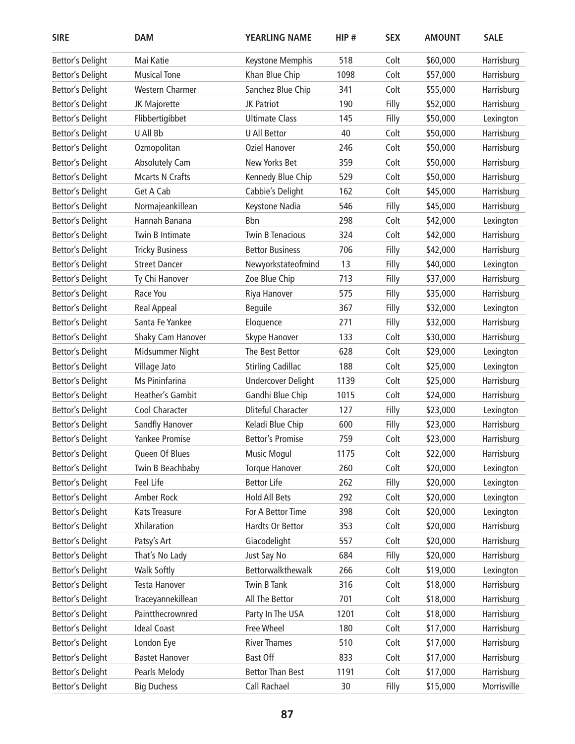| SIRE | DAM | YEARLING NAME | HIP # | SEX | AMOUNT | SALE |
|---|---|---|---|---|---|---|
| Bettor's Delight | Mai Katie | Keystone Memphis | 518 | Colt | $60,000 | Harrisburg |
| Bettor's Delight | Musical Tone | Khan Blue Chip | 1098 | Colt | $57,000 | Harrisburg |
| Bettor's Delight | Western Charmer | Sanchez Blue Chip | 341 | Colt | $55,000 | Harrisburg |
| Bettor's Delight | JK Majorette | JK Patriot | 190 | Filly | $52,000 | Harrisburg |
| Bettor's Delight | Flibbertigibbet | Ultimate Class | 145 | Filly | $50,000 | Lexington |
| Bettor's Delight | U All Bb | U All Bettor | 40 | Colt | $50,000 | Harrisburg |
| Bettor's Delight | Ozmopolitan | Oziel Hanover | 246 | Colt | $50,000 | Harrisburg |
| Bettor's Delight | Absolutely Cam | New Yorks Bet | 359 | Colt | $50,000 | Harrisburg |
| Bettor's Delight | Mcarts N Crafts | Kennedy Blue Chip | 529 | Colt | $50,000 | Harrisburg |
| Bettor's Delight | Get A Cab | Cabbie's Delight | 162 | Colt | $45,000 | Harrisburg |
| Bettor's Delight | Normajeankillean | Keystone Nadia | 546 | Filly | $45,000 | Harrisburg |
| Bettor's Delight | Hannah Banana | Bbn | 298 | Colt | $42,000 | Lexington |
| Bettor's Delight | Twin B Intimate | Twin B Tenacious | 324 | Colt | $42,000 | Harrisburg |
| Bettor's Delight | Tricky Business | Bettor Business | 706 | Filly | $42,000 | Harrisburg |
| Bettor's Delight | Street Dancer | Newyorkstateofmind | 13 | Filly | $40,000 | Lexington |
| Bettor's Delight | Ty Chi Hanover | Zoe Blue Chip | 713 | Filly | $37,000 | Harrisburg |
| Bettor's Delight | Race You | Riya Hanover | 575 | Filly | $35,000 | Harrisburg |
| Bettor's Delight | Real Appeal | Beguile | 367 | Filly | $32,000 | Lexington |
| Bettor's Delight | Santa Fe Yankee | Eloquence | 271 | Filly | $32,000 | Harrisburg |
| Bettor's Delight | Shaky Cam Hanover | Skype Hanover | 133 | Colt | $30,000 | Harrisburg |
| Bettor's Delight | Midsummer Night | The Best Bettor | 628 | Colt | $29,000 | Lexington |
| Bettor's Delight | Village Jato | Stirling Cadillac | 188 | Colt | $25,000 | Lexington |
| Bettor's Delight | Ms Pininfarina | Undercover Delight | 1139 | Colt | $25,000 | Harrisburg |
| Bettor's Delight | Heather's Gambit | Gandhi Blue Chip | 1015 | Colt | $24,000 | Harrisburg |
| Bettor's Delight | Cool Character | Dliteful Character | 127 | Filly | $23,000 | Lexington |
| Bettor's Delight | Sandfly Hanover | Keladi Blue Chip | 600 | Filly | $23,000 | Harrisburg |
| Bettor's Delight | Yankee Promise | Bettor's Promise | 759 | Colt | $23,000 | Harrisburg |
| Bettor's Delight | Queen Of Blues | Music Mogul | 1175 | Colt | $22,000 | Harrisburg |
| Bettor's Delight | Twin B Beachbaby | Torque Hanover | 260 | Colt | $20,000 | Lexington |
| Bettor's Delight | Feel Life | Bettor Life | 262 | Filly | $20,000 | Lexington |
| Bettor's Delight | Amber Rock | Hold All Bets | 292 | Colt | $20,000 | Lexington |
| Bettor's Delight | Kats Treasure | For A Bettor Time | 398 | Colt | $20,000 | Lexington |
| Bettor's Delight | Xhilaration | Hardts Or Bettor | 353 | Colt | $20,000 | Harrisburg |
| Bettor's Delight | Patsy's Art | Giacodelight | 557 | Colt | $20,000 | Harrisburg |
| Bettor's Delight | That's No Lady | Just Say No | 684 | Filly | $20,000 | Harrisburg |
| Bettor's Delight | Walk Softly | Bettorwalkthewalk | 266 | Colt | $19,000 | Lexington |
| Bettor's Delight | Testa Hanover | Twin B Tank | 316 | Colt | $18,000 | Harrisburg |
| Bettor's Delight | Traceyannekillean | All The Bettor | 701 | Colt | $18,000 | Harrisburg |
| Bettor's Delight | Paintthecrownred | Party In The USA | 1201 | Colt | $18,000 | Harrisburg |
| Bettor's Delight | Ideal Coast | Free Wheel | 180 | Colt | $17,000 | Harrisburg |
| Bettor's Delight | London Eye | River Thames | 510 | Colt | $17,000 | Harrisburg |
| Bettor's Delight | Bastet Hanover | Bast Off | 833 | Colt | $17,000 | Harrisburg |
| Bettor's Delight | Pearls Melody | Bettor Than Best | 1191 | Colt | $17,000 | Harrisburg |
| Bettor's Delight | Big Duchess | Call Rachael | 30 | Filly | $15,000 | Morrisville |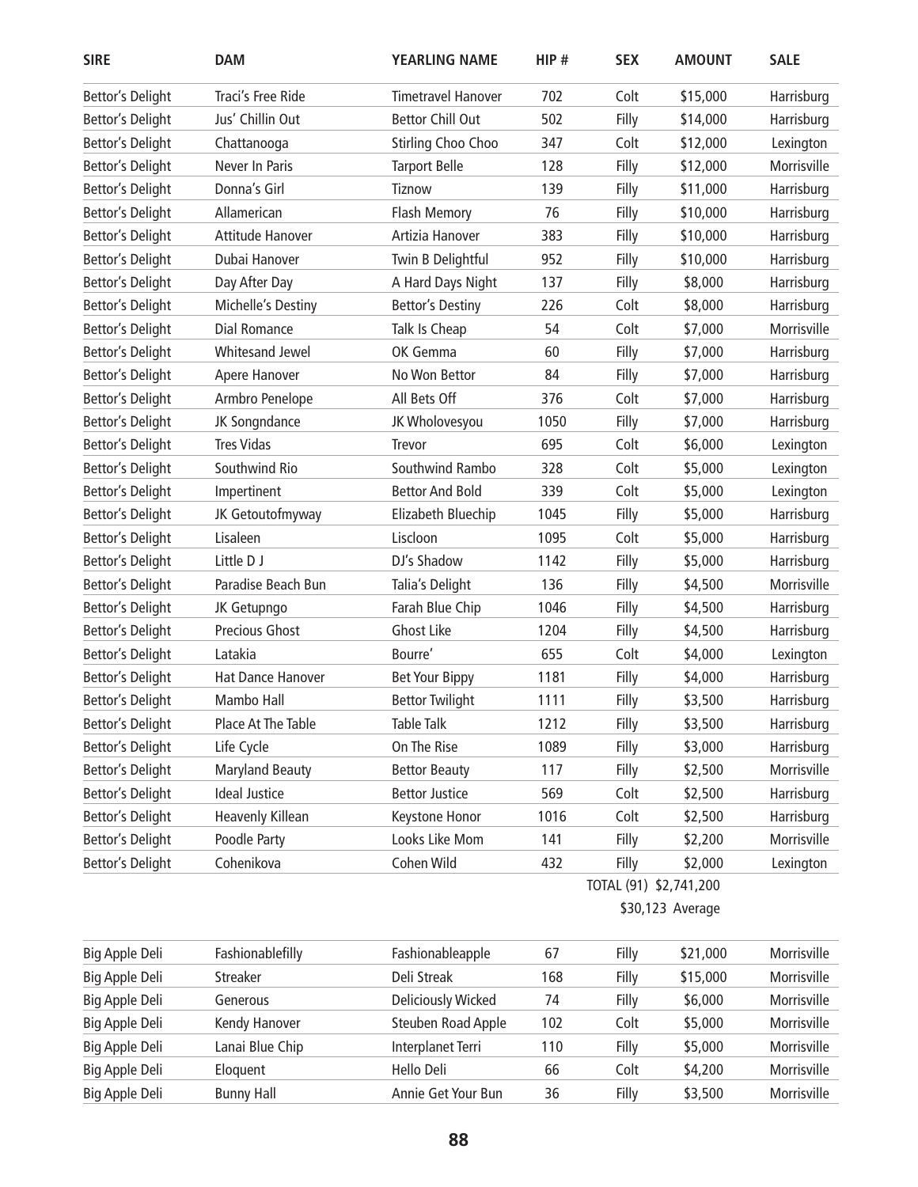| SIRE | DAM | YEARLING NAME | HIP # | SEX | AMOUNT | SALE |
|---|---|---|---|---|---|---|
| Bettor's Delight | Traci's Free Ride | Timetravel Hanover | 702 | Colt | $15,000 | Harrisburg |
| Bettor's Delight | Jus' Chillin Out | Bettor Chill Out | 502 | Filly | $14,000 | Harrisburg |
| Bettor's Delight | Chattanooga | Stirling Choo Choo | 347 | Colt | $12,000 | Lexington |
| Bettor's Delight | Never In Paris | Tarport Belle | 128 | Filly | $12,000 | Morrisville |
| Bettor's Delight | Donna's Girl | Tiznow | 139 | Filly | $11,000 | Harrisburg |
| Bettor's Delight | Allamerican | Flash Memory | 76 | Filly | $10,000 | Harrisburg |
| Bettor's Delight | Attitude Hanover | Artizia Hanover | 383 | Filly | $10,000 | Harrisburg |
| Bettor's Delight | Dubai Hanover | Twin B Delightful | 952 | Filly | $10,000 | Harrisburg |
| Bettor's Delight | Day After Day | A Hard Days Night | 137 | Filly | $8,000 | Harrisburg |
| Bettor's Delight | Michelle's Destiny | Bettor's Destiny | 226 | Colt | $8,000 | Harrisburg |
| Bettor's Delight | Dial Romance | Talk Is Cheap | 54 | Colt | $7,000 | Morrisville |
| Bettor's Delight | Whitesand Jewel | OK Gemma | 60 | Filly | $7,000 | Harrisburg |
| Bettor's Delight | Apere Hanover | No Won Bettor | 84 | Filly | $7,000 | Harrisburg |
| Bettor's Delight | Armbro Penelope | All Bets Off | 376 | Colt | $7,000 | Harrisburg |
| Bettor's Delight | JK Songndance | JK Wholovesyou | 1050 | Filly | $7,000 | Harrisburg |
| Bettor's Delight | Tres Vidas | Trevor | 695 | Colt | $6,000 | Lexington |
| Bettor's Delight | Southwind Rio | Southwind Rambo | 328 | Colt | $5,000 | Lexington |
| Bettor's Delight | Impertinent | Bettor And Bold | 339 | Colt | $5,000 | Lexington |
| Bettor's Delight | JK Getoutofmyway | Elizabeth Bluechip | 1045 | Filly | $5,000 | Harrisburg |
| Bettor's Delight | Lisaleen | Liscloon | 1095 | Colt | $5,000 | Harrisburg |
| Bettor's Delight | Little D J | DJ's Shadow | 1142 | Filly | $5,000 | Harrisburg |
| Bettor's Delight | Paradise Beach Bun | Talia's Delight | 136 | Filly | $4,500 | Morrisville |
| Bettor's Delight | JK Getupngo | Farah Blue Chip | 1046 | Filly | $4,500 | Harrisburg |
| Bettor's Delight | Precious Ghost | Ghost Like | 1204 | Filly | $4,500 | Harrisburg |
| Bettor's Delight | Latakia | Bourre' | 655 | Colt | $4,000 | Lexington |
| Bettor's Delight | Hat Dance Hanover | Bet Your Bippy | 1181 | Filly | $4,000 | Harrisburg |
| Bettor's Delight | Mambo Hall | Bettor Twilight | 1111 | Filly | $3,500 | Harrisburg |
| Bettor's Delight | Place At The Table | Table Talk | 1212 | Filly | $3,500 | Harrisburg |
| Bettor's Delight | Life Cycle | On The Rise | 1089 | Filly | $3,000 | Harrisburg |
| Bettor's Delight | Maryland Beauty | Bettor Beauty | 117 | Filly | $2,500 | Morrisville |
| Bettor's Delight | Ideal Justice | Bettor Justice | 569 | Colt | $2,500 | Harrisburg |
| Bettor's Delight | Heavenly Killean | Keystone Honor | 1016 | Colt | $2,500 | Harrisburg |
| Bettor's Delight | Poodle Party | Looks Like Mom | 141 | Filly | $2,200 | Morrisville |
| Bettor's Delight | Cohenikova | Cohen Wild | 432 | Filly | $2,000 | Lexington |
| | | | | TOTAL (91) | $2,741,200 | |
| | | | | | $30,123 Average | |

| SIRE | DAM | YEARLING NAME | HIP # | SEX | AMOUNT | SALE |
|---|---|---|---|---|---|---|
| Big Apple Deli | Fashionablefilly | Fashionableapple | 67 | Filly | $21,000 | Morrisville |
| Big Apple Deli | Streaker | Deli Streak | 168 | Filly | $15,000 | Morrisville |
| Big Apple Deli | Generous | Deliciously Wicked | 74 | Filly | $6,000 | Morrisville |
| Big Apple Deli | Kendy Hanover | Steuben Road Apple | 102 | Colt | $5,000 | Morrisville |
| Big Apple Deli | Lanai Blue Chip | Interplanet Terri | 110 | Filly | $5,000 | Morrisville |
| Big Apple Deli | Eloquent | Hello Deli | 66 | Colt | $4,200 | Morrisville |
| Big Apple Deli | Bunny Hall | Annie Get Your Bun | 36 | Filly | $3,500 | Morrisville |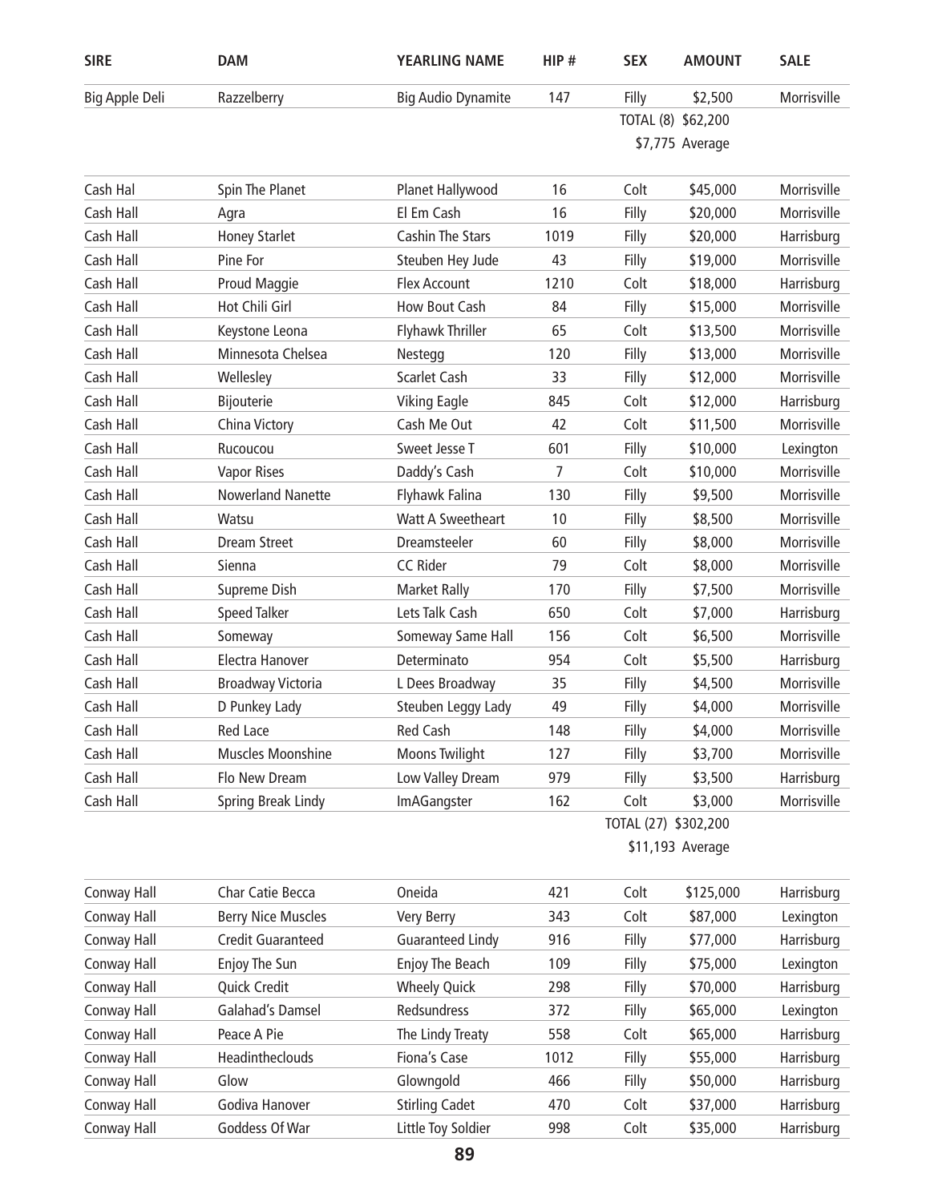| SIRE | DAM | YEARLING NAME | HIP # | SEX | AMOUNT | SALE |
|---|---|---|---|---|---|---|
| Big Apple Deli | Razzelberry | Big Audio Dynamite | 147 | Filly | $2,500 | Morrisville |
| | | | | TOTAL (8) | $62,200 | |
| | | | | | $7,775 Average | |
| Cash Hal | Spin The Planet | Planet Hallywood | 16 | Colt | $45,000 | Morrisville |
| Cash Hall | Agra | El Em Cash | 16 | Filly | $20,000 | Morrisville |
| Cash Hall | Honey Starlet | Cashin The Stars | 1019 | Filly | $20,000 | Harrisburg |
| Cash Hall | Pine For | Steuben Hey Jude | 43 | Filly | $19,000 | Morrisville |
| Cash Hall | Proud Maggie | Flex Account | 1210 | Colt | $18,000 | Harrisburg |
| Cash Hall | Hot Chili Girl | How Bout Cash | 84 | Filly | $15,000 | Morrisville |
| Cash Hall | Keystone Leona | Flyhawk Thriller | 65 | Colt | $13,500 | Morrisville |
| Cash Hall | Minnesota Chelsea | Nestegg | 120 | Filly | $13,000 | Morrisville |
| Cash Hall | Wellesley | Scarlet Cash | 33 | Filly | $12,000 | Morrisville |
| Cash Hall | Bijouterie | Viking Eagle | 845 | Colt | $12,000 | Harrisburg |
| Cash Hall | China Victory | Cash Me Out | 42 | Colt | $11,500 | Morrisville |
| Cash Hall | Rucoucou | Sweet Jesse T | 601 | Filly | $10,000 | Lexington |
| Cash Hall | Vapor Rises | Daddy's Cash | 7 | Colt | $10,000 | Morrisville |
| Cash Hall | Nowerland Nanette | Flyhawk Falina | 130 | Filly | $9,500 | Morrisville |
| Cash Hall | Watsu | Watt A Sweetheart | 10 | Filly | $8,500 | Morrisville |
| Cash Hall | Dream Street | Dreamsteeler | 60 | Filly | $8,000 | Morrisville |
| Cash Hall | Sienna | CC Rider | 79 | Colt | $8,000 | Morrisville |
| Cash Hall | Supreme Dish | Market Rally | 170 | Filly | $7,500 | Morrisville |
| Cash Hall | Speed Talker | Lets Talk Cash | 650 | Colt | $7,000 | Harrisburg |
| Cash Hall | Someway | Someway Same Hall | 156 | Colt | $6,500 | Morrisville |
| Cash Hall | Electra Hanover | Determinato | 954 | Colt | $5,500 | Harrisburg |
| Cash Hall | Broadway Victoria | L Dees Broadway | 35 | Filly | $4,500 | Morrisville |
| Cash Hall | D Punkey Lady | Steuben Leggy Lady | 49 | Filly | $4,000 | Morrisville |
| Cash Hall | Red Lace | Red Cash | 148 | Filly | $4,000 | Morrisville |
| Cash Hall | Muscles Moonshine | Moons Twilight | 127 | Filly | $3,700 | Morrisville |
| Cash Hall | Flo New Dream | Low Valley Dream | 979 | Filly | $3,500 | Harrisburg |
| Cash Hall | Spring Break Lindy | ImAGangster | 162 | Colt | $3,000 | Morrisville |
| | | | | TOTAL (27) | $302,200 | |
| | | | | | $11,193 Average | |
| Conway Hall | Char Catie Becca | Oneida | 421 | Colt | $125,000 | Harrisburg |
| Conway Hall | Berry Nice Muscles | Very Berry | 343 | Colt | $87,000 | Lexington |
| Conway Hall | Credit Guaranteed | Guaranteed Lindy | 916 | Filly | $77,000 | Harrisburg |
| Conway Hall | Enjoy The Sun | Enjoy The Beach | 109 | Filly | $75,000 | Lexington |
| Conway Hall | Quick Credit | Wheely Quick | 298 | Filly | $70,000 | Harrisburg |
| Conway Hall | Galahad's Damsel | Redsundress | 372 | Filly | $65,000 | Lexington |
| Conway Hall | Peace A Pie | The Lindy Treaty | 558 | Colt | $65,000 | Harrisburg |
| Conway Hall | Headintheclouds | Fiona's Case | 1012 | Filly | $55,000 | Harrisburg |
| Conway Hall | Glow | Glowngold | 466 | Filly | $50,000 | Harrisburg |
| Conway Hall | Godiva Hanover | Stirling Cadet | 470 | Colt | $37,000 | Harrisburg |
| Conway Hall | Goddess Of War | Little Toy Soldier | 998 | Colt | $35,000 | Harrisburg |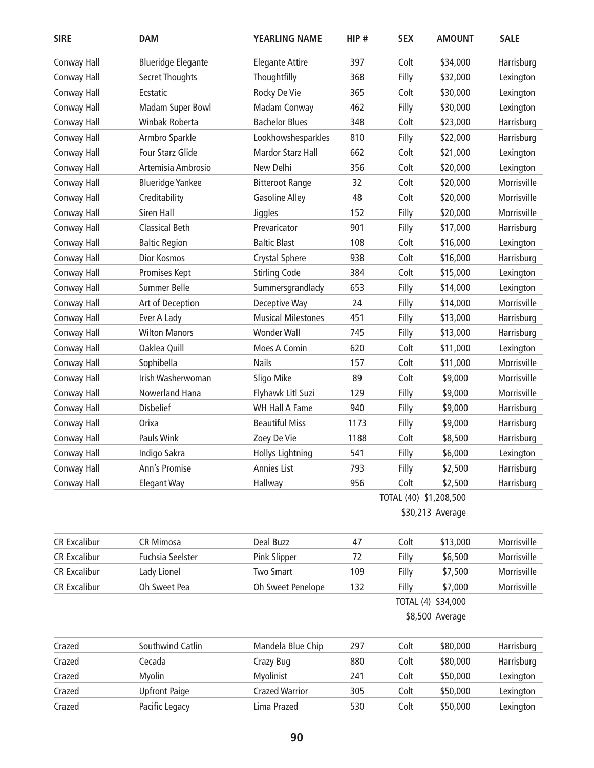| SIRE | DAM | YEARLING NAME | HIP # | SEX | AMOUNT | SALE |
|---|---|---|---|---|---|---|
| Conway Hall | Blueridge Elegante | Elegante Attire | 397 | Colt | $34,000 | Harrisburg |
| Conway Hall | Secret Thoughts | Thoughtfilly | 368 | Filly | $32,000 | Lexington |
| Conway Hall | Ecstatic | Rocky De Vie | 365 | Colt | $30,000 | Lexington |
| Conway Hall | Madam Super Bowl | Madam Conway | 462 | Filly | $30,000 | Lexington |
| Conway Hall | Winbak Roberta | Bachelor Blues | 348 | Colt | $23,000 | Harrisburg |
| Conway Hall | Armbro Sparkle | Lookhowshesparkles | 810 | Filly | $22,000 | Harrisburg |
| Conway Hall | Four Starz Glide | Mardor Starz Hall | 662 | Colt | $21,000 | Lexington |
| Conway Hall | Artemisia Ambrosio | New Delhi | 356 | Colt | $20,000 | Lexington |
| Conway Hall | Blueridge Yankee | Bitteroot Range | 32 | Colt | $20,000 | Morrisville |
| Conway Hall | Creditability | Gasoline Alley | 48 | Colt | $20,000 | Morrisville |
| Conway Hall | Siren Hall | Jiggles | 152 | Filly | $20,000 | Morrisville |
| Conway Hall | Classical Beth | Prevaricator | 901 | Filly | $17,000 | Harrisburg |
| Conway Hall | Baltic Region | Baltic Blast | 108 | Colt | $16,000 | Lexington |
| Conway Hall | Dior Kosmos | Crystal Sphere | 938 | Colt | $16,000 | Harrisburg |
| Conway Hall | Promises Kept | Stirling Code | 384 | Colt | $15,000 | Lexington |
| Conway Hall | Summer Belle | Summersgrandlady | 653 | Filly | $14,000 | Lexington |
| Conway Hall | Art of Deception | Deceptive Way | 24 | Filly | $14,000 | Morrisville |
| Conway Hall | Ever A Lady | Musical Milestones | 451 | Filly | $13,000 | Harrisburg |
| Conway Hall | Wilton Manors | Wonder Wall | 745 | Filly | $13,000 | Harrisburg |
| Conway Hall | Oaklea Quill | Moes A Comin | 620 | Colt | $11,000 | Lexington |
| Conway Hall | Sophibella | Nails | 157 | Colt | $11,000 | Morrisville |
| Conway Hall | Irish Washerwoman | Sligo Mike | 89 | Colt | $9,000 | Morrisville |
| Conway Hall | Nowerland Hana | Flyhawk Litl Suzi | 129 | Filly | $9,000 | Morrisville |
| Conway Hall | Disbelief | WH Hall A Fame | 940 | Filly | $9,000 | Harrisburg |
| Conway Hall | Orixa | Beautiful Miss | 1173 | Filly | $9,000 | Harrisburg |
| Conway Hall | Pauls Wink | Zoey De Vie | 1188 | Colt | $8,500 | Harrisburg |
| Conway Hall | Indigo Sakra | Hollys Lightning | 541 | Filly | $6,000 | Lexington |
| Conway Hall | Ann's Promise | Annies List | 793 | Filly | $2,500 | Harrisburg |
| Conway Hall | Elegant Way | Hallway | 956 | Colt | $2,500 | Harrisburg |
| | | | | TOTAL (40) | $1,208,500 | |
| | | | | | $30,213 Average | |

| SIRE | DAM | YEARLING NAME | HIP # | SEX | AMOUNT | SALE |
|---|---|---|---|---|---|---|
| CR Excalibur | CR Mimosa | Deal Buzz | 47 | Colt | $13,000 | Morrisville |
| CR Excalibur | Fuchsia Seelster | Pink Slipper | 72 | Filly | $6,500 | Morrisville |
| CR Excalibur | Lady Lionel | Two Smart | 109 | Filly | $7,500 | Morrisville |
| CR Excalibur | Oh Sweet Pea | Oh Sweet Penelope | 132 | Filly | $7,000 | Morrisville |
| | | | | TOTAL (4) | $34,000 | |
| | | | | | $8,500 Average | |

| SIRE | DAM | YEARLING NAME | HIP # | SEX | AMOUNT | SALE |
|---|---|---|---|---|---|---|
| Crazed | Southwind Catlin | Mandela Blue Chip | 297 | Colt | $80,000 | Harrisburg |
| Crazed | Cecada | Crazy Bug | 880 | Colt | $80,000 | Harrisburg |
| Crazed | Myolin | Myolinist | 241 | Colt | $50,000 | Lexington |
| Crazed | Upfront Paige | Crazed Warrior | 305 | Colt | $50,000 | Lexington |
| Crazed | Pacific Legacy | Lima Prazed | 530 | Colt | $50,000 | Lexington |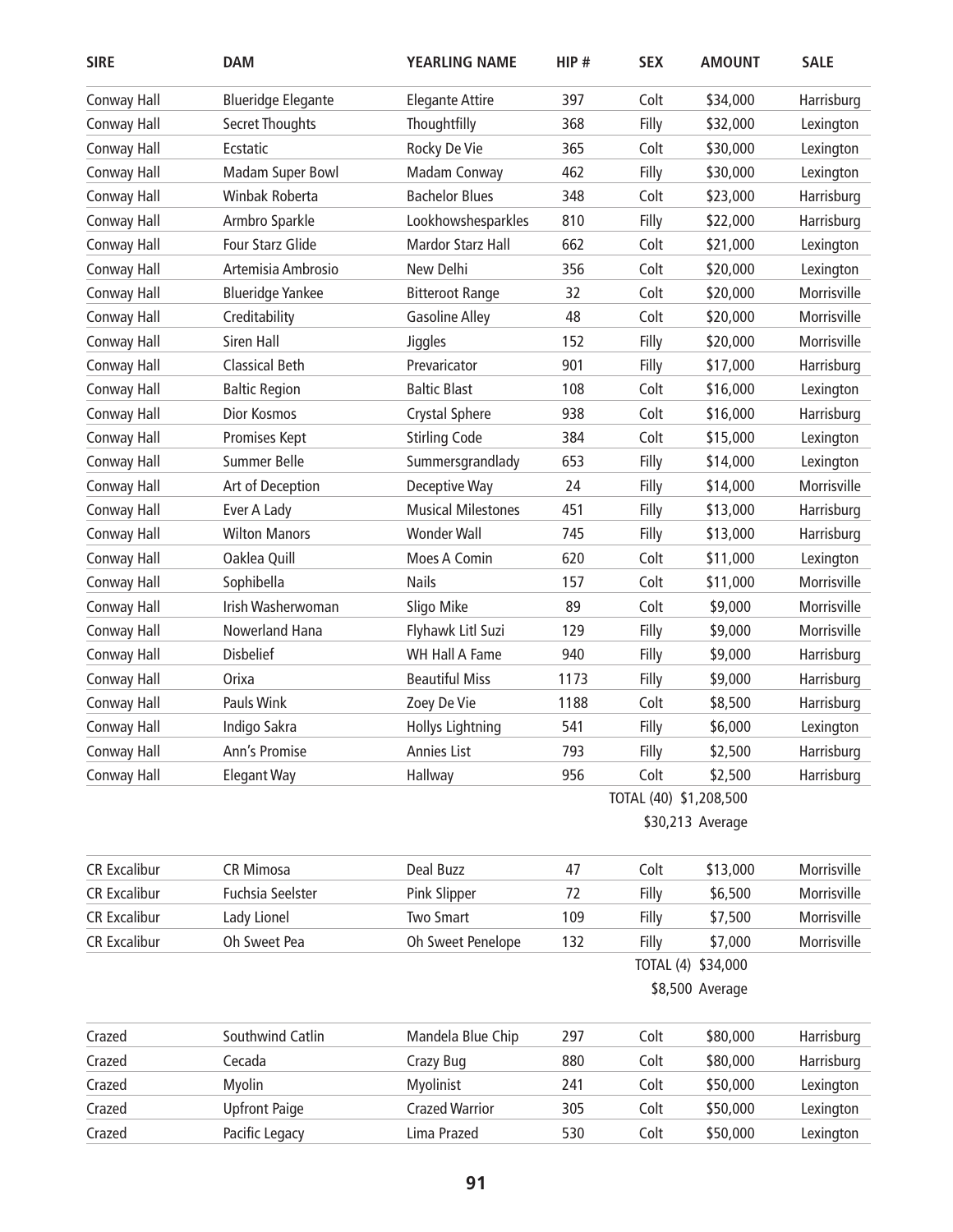| SIRE | DAM | YEARLING NAME | HIP # | SEX | AMOUNT | SALE |
|---|---|---|---|---|---|---|
| Conway Hall | Blueridge Elegante | Elegante Attire | 397 | Colt | $34,000 | Harrisburg |
| Conway Hall | Secret Thoughts | Thoughtfilly | 368 | Filly | $32,000 | Lexington |
| Conway Hall | Ecstatic | Rocky De Vie | 365 | Colt | $30,000 | Lexington |
| Conway Hall | Madam Super Bowl | Madam Conway | 462 | Filly | $30,000 | Lexington |
| Conway Hall | Winbak Roberta | Bachelor Blues | 348 | Colt | $23,000 | Harrisburg |
| Conway Hall | Armbro Sparkle | Lookhowshesparkles | 810 | Filly | $22,000 | Harrisburg |
| Conway Hall | Four Starz Glide | Mardor Starz Hall | 662 | Colt | $21,000 | Lexington |
| Conway Hall | Artemisia Ambrosio | New Delhi | 356 | Colt | $20,000 | Lexington |
| Conway Hall | Blueridge Yankee | Bitteroot Range | 32 | Colt | $20,000 | Morrisville |
| Conway Hall | Creditability | Gasoline Alley | 48 | Colt | $20,000 | Morrisville |
| Conway Hall | Siren Hall | Jiggles | 152 | Filly | $20,000 | Morrisville |
| Conway Hall | Classical Beth | Prevaricator | 901 | Filly | $17,000 | Harrisburg |
| Conway Hall | Baltic Region | Baltic Blast | 108 | Colt | $16,000 | Lexington |
| Conway Hall | Dior Kosmos | Crystal Sphere | 938 | Colt | $16,000 | Harrisburg |
| Conway Hall | Promises Kept | Stirling Code | 384 | Colt | $15,000 | Lexington |
| Conway Hall | Summer Belle | Summersgrandlady | 653 | Filly | $14,000 | Lexington |
| Conway Hall | Art of Deception | Deceptive Way | 24 | Filly | $14,000 | Morrisville |
| Conway Hall | Ever A Lady | Musical Milestones | 451 | Filly | $13,000 | Harrisburg |
| Conway Hall | Wilton Manors | Wonder Wall | 745 | Filly | $13,000 | Harrisburg |
| Conway Hall | Oaklea Quill | Moes A Comin | 620 | Colt | $11,000 | Lexington |
| Conway Hall | Sophibella | Nails | 157 | Colt | $11,000 | Morrisville |
| Conway Hall | Irish Washerwoman | Sligo Mike | 89 | Colt | $9,000 | Morrisville |
| Conway Hall | Nowerland Hana | Flyhawk Litl Suzi | 129 | Filly | $9,000 | Morrisville |
| Conway Hall | Disbelief | WH Hall A Fame | 940 | Filly | $9,000 | Harrisburg |
| Conway Hall | Orixa | Beautiful Miss | 1173 | Filly | $9,000 | Harrisburg |
| Conway Hall | Pauls Wink | Zoey De Vie | 1188 | Colt | $8,500 | Harrisburg |
| Conway Hall | Indigo Sakra | Hollys Lightning | 541 | Filly | $6,000 | Lexington |
| Conway Hall | Ann's Promise | Annies List | 793 | Filly | $2,500 | Harrisburg |
| Conway Hall | Elegant Way | Hallway | 956 | Colt | $2,500 | Harrisburg |
| | | | | TOTAL (40) | $1,208,500 | |
| | | | | | $30,213 Average | |

| SIRE | DAM | YEARLING NAME | HIP # | SEX | AMOUNT | SALE |
|---|---|---|---|---|---|---|
| CR Excalibur | CR Mimosa | Deal Buzz | 47 | Colt | $13,000 | Morrisville |
| CR Excalibur | Fuchsia Seelster | Pink Slipper | 72 | Filly | $6,500 | Morrisville |
| CR Excalibur | Lady Lionel | Two Smart | 109 | Filly | $7,500 | Morrisville |
| CR Excalibur | Oh Sweet Pea | Oh Sweet Penelope | 132 | Filly | $7,000 | Morrisville |
| | | | | TOTAL (4) | $34,000 | |
| | | | | | $8,500 Average | |

| SIRE | DAM | YEARLING NAME | HIP # | SEX | AMOUNT | SALE |
|---|---|---|---|---|---|---|
| Crazed | Southwind Catlin | Mandela Blue Chip | 297 | Colt | $80,000 | Harrisburg |
| Crazed | Cecada | Crazy Bug | 880 | Colt | $80,000 | Harrisburg |
| Crazed | Myolin | Myolinist | 241 | Colt | $50,000 | Lexington |
| Crazed | Upfront Paige | Crazed Warrior | 305 | Colt | $50,000 | Lexington |
| Crazed | Pacific Legacy | Lima Prazed | 530 | Colt | $50,000 | Lexington |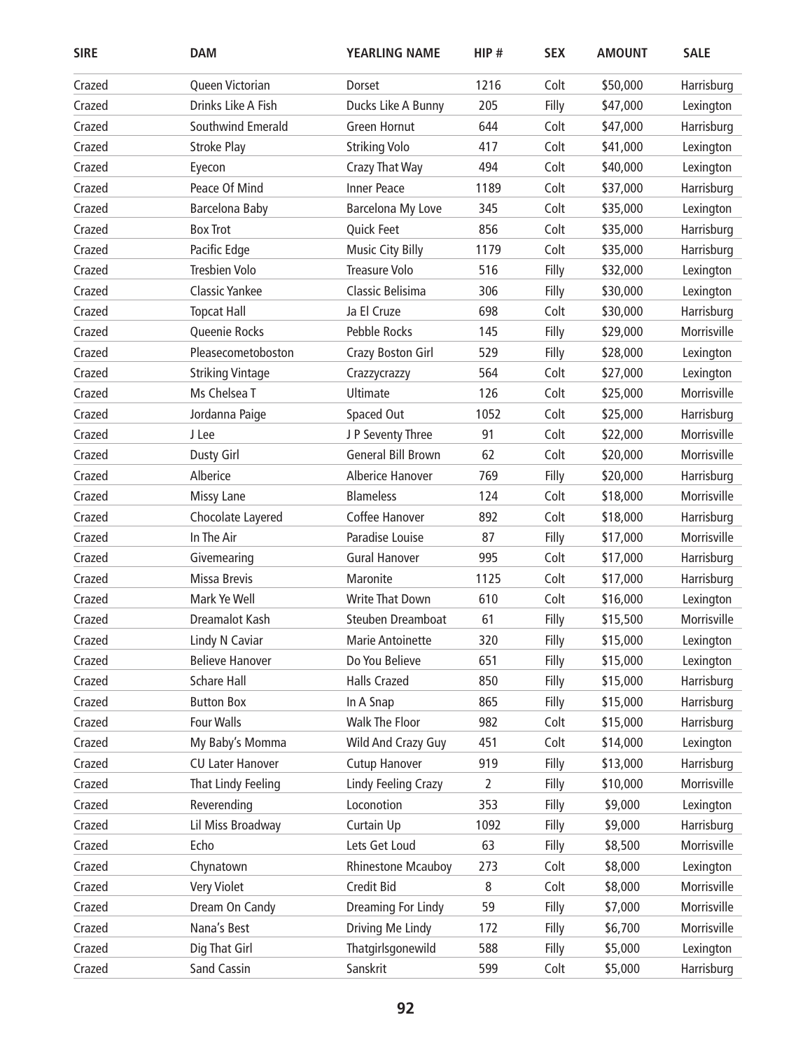| SIRE | DAM | YEARLING NAME | HIP # | SEX | AMOUNT | SALE |
|---|---|---|---|---|---|---|
| Crazed | Queen Victorian | Dorset | 1216 | Colt | $50,000 | Harrisburg |
| Crazed | Drinks Like A Fish | Ducks Like A Bunny | 205 | Filly | $47,000 | Lexington |
| Crazed | Southwind Emerald | Green Hornut | 644 | Colt | $47,000 | Harrisburg |
| Crazed | Stroke Play | Striking Volo | 417 | Colt | $41,000 | Lexington |
| Crazed | Eyecon | Crazy That Way | 494 | Colt | $40,000 | Lexington |
| Crazed | Peace Of Mind | Inner Peace | 1189 | Colt | $37,000 | Harrisburg |
| Crazed | Barcelona Baby | Barcelona My Love | 345 | Colt | $35,000 | Lexington |
| Crazed | Box Trot | Quick Feet | 856 | Colt | $35,000 | Harrisburg |
| Crazed | Pacific Edge | Music City Billy | 1179 | Colt | $35,000 | Harrisburg |
| Crazed | Tresbien Volo | Treasure Volo | 516 | Filly | $32,000 | Lexington |
| Crazed | Classic Yankee | Classic Belisima | 306 | Filly | $30,000 | Lexington |
| Crazed | Topcat Hall | Ja El Cruze | 698 | Colt | $30,000 | Harrisburg |
| Crazed | Queenie Rocks | Pebble Rocks | 145 | Filly | $29,000 | Morrisville |
| Crazed | Pleasecometoboston | Crazy Boston Girl | 529 | Filly | $28,000 | Lexington |
| Crazed | Striking Vintage | Crazzycrazzy | 564 | Colt | $27,000 | Lexington |
| Crazed | Ms Chelsea T | Ultimate | 126 | Colt | $25,000 | Morrisville |
| Crazed | Jordanna Paige | Spaced Out | 1052 | Colt | $25,000 | Harrisburg |
| Crazed | J Lee | J P Seventy Three | 91 | Colt | $22,000 | Morrisville |
| Crazed | Dusty Girl | General Bill Brown | 62 | Colt | $20,000 | Morrisville |
| Crazed | Alberice | Alberice Hanover | 769 | Filly | $20,000 | Harrisburg |
| Crazed | Missy Lane | Blameless | 124 | Colt | $18,000 | Morrisville |
| Crazed | Chocolate Layered | Coffee Hanover | 892 | Colt | $18,000 | Harrisburg |
| Crazed | In The Air | Paradise Louise | 87 | Filly | $17,000 | Morrisville |
| Crazed | Givemearing | Gural Hanover | 995 | Colt | $17,000 | Harrisburg |
| Crazed | Missa Brevis | Maronite | 1125 | Colt | $17,000 | Harrisburg |
| Crazed | Mark Ye Well | Write That Down | 610 | Colt | $16,000 | Lexington |
| Crazed | Dreamalot Kash | Steuben Dreamboat | 61 | Filly | $15,500 | Morrisville |
| Crazed | Lindy N Caviar | Marie Antoinette | 320 | Filly | $15,000 | Lexington |
| Crazed | Believe Hanover | Do You Believe | 651 | Filly | $15,000 | Lexington |
| Crazed | Schare Hall | Halls Crazed | 850 | Filly | $15,000 | Harrisburg |
| Crazed | Button Box | In A Snap | 865 | Filly | $15,000 | Harrisburg |
| Crazed | Four Walls | Walk The Floor | 982 | Colt | $15,000 | Harrisburg |
| Crazed | My Baby's Momma | Wild And Crazy Guy | 451 | Colt | $14,000 | Lexington |
| Crazed | CU Later Hanover | Cutup Hanover | 919 | Filly | $13,000 | Harrisburg |
| Crazed | That Lindy Feeling | Lindy Feeling Crazy | 2 | Filly | $10,000 | Morrisville |
| Crazed | Reverending | Loconotion | 353 | Filly | $9,000 | Lexington |
| Crazed | Lil Miss Broadway | Curtain Up | 1092 | Filly | $9,000 | Harrisburg |
| Crazed | Echo | Lets Get Loud | 63 | Filly | $8,500 | Morrisville |
| Crazed | Chynatown | Rhinestone Mcauboy | 273 | Colt | $8,000 | Lexington |
| Crazed | Very Violet | Credit Bid | 8 | Colt | $8,000 | Morrisville |
| Crazed | Dream On Candy | Dreaming For Lindy | 59 | Filly | $7,000 | Morrisville |
| Crazed | Nana's Best | Driving Me Lindy | 172 | Filly | $6,700 | Morrisville |
| Crazed | Dig That Girl | Thatgirlsgonewild | 588 | Filly | $5,000 | Lexington |
| Crazed | Sand Cassin | Sanskrit | 599 | Colt | $5,000 | Harrisburg |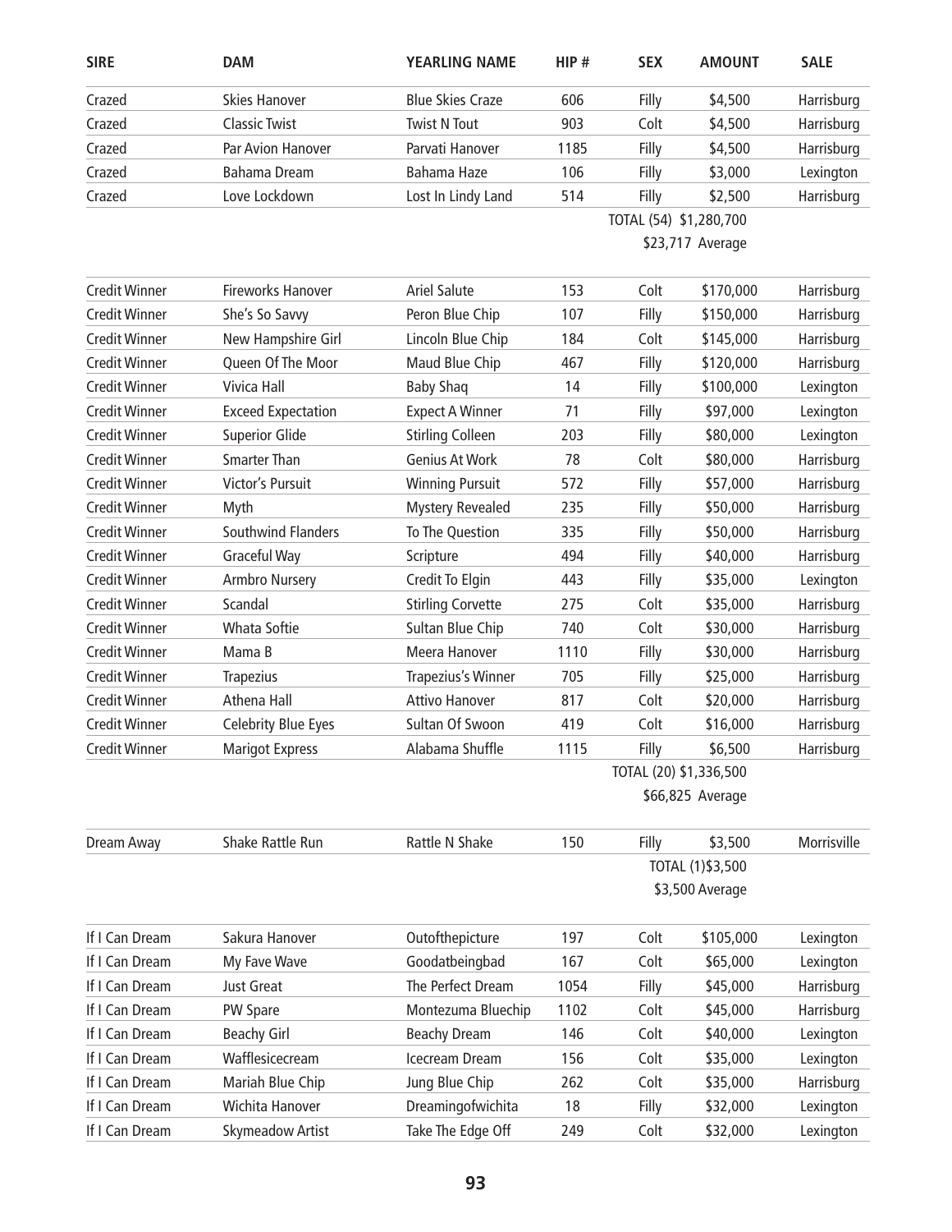| SIRE | DAM | YEARLING NAME | HIP # | SEX | AMOUNT | SALE |
|---|---|---|---|---|---|---|
| Crazed | Skies Hanover | Blue Skies Craze | 606 | Filly | $4,500 | Harrisburg |
| Crazed | Classic Twist | Twist N Tout | 903 | Colt | $4,500 | Harrisburg |
| Crazed | Par Avion Hanover | Parvati Hanover | 1185 | Filly | $4,500 | Harrisburg |
| Crazed | Bahama Dream | Bahama Haze | 106 | Filly | $3,000 | Lexington |
| Crazed | Love Lockdown | Lost In Lindy Land | 514 | Filly | $2,500 | Harrisburg |
| | | | | TOTAL (54) | $1,280,700 | |
| | | | | | $23,717 Average | |
| Credit Winner | Fireworks Hanover | Ariel Salute | 153 | Colt | $170,000 | Harrisburg |
| Credit Winner | She's So Savvy | Peron Blue Chip | 107 | Filly | $150,000 | Harrisburg |
| Credit Winner | New Hampshire Girl | Lincoln Blue Chip | 184 | Colt | $145,000 | Harrisburg |
| Credit Winner | Queen Of The Moor | Maud Blue Chip | 467 | Filly | $120,000 | Harrisburg |
| Credit Winner | Vivica Hall | Baby Shaq | 14 | Filly | $100,000 | Lexington |
| Credit Winner | Exceed Expectation | Expect A Winner | 71 | Filly | $97,000 | Lexington |
| Credit Winner | Superior Glide | Stirling Colleen | 203 | Filly | $80,000 | Lexington |
| Credit Winner | Smarter Than | Genius At Work | 78 | Colt | $80,000 | Harrisburg |
| Credit Winner | Victor's Pursuit | Winning Pursuit | 572 | Filly | $57,000 | Harrisburg |
| Credit Winner | Myth | Mystery Revealed | 235 | Filly | $50,000 | Harrisburg |
| Credit Winner | Southwind Flanders | To The Question | 335 | Filly | $50,000 | Harrisburg |
| Credit Winner | Graceful Way | Scripture | 494 | Filly | $40,000 | Harrisburg |
| Credit Winner | Armbro Nursery | Credit To Elgin | 443 | Filly | $35,000 | Lexington |
| Credit Winner | Scandal | Stirling Corvette | 275 | Colt | $35,000 | Harrisburg |
| Credit Winner | Whata Softie | Sultan Blue Chip | 740 | Colt | $30,000 | Harrisburg |
| Credit Winner | Mama B | Meera Hanover | 1110 | Filly | $30,000 | Harrisburg |
| Credit Winner | Trapezius | Trapezius's Winner | 705 | Filly | $25,000 | Harrisburg |
| Credit Winner | Athena Hall | Attivo Hanover | 817 | Colt | $20,000 | Harrisburg |
| Credit Winner | Celebrity Blue Eyes | Sultan Of Swoon | 419 | Colt | $16,000 | Harrisburg |
| Credit Winner | Marigot Express | Alabama Shuffle | 1115 | Filly | $6,500 | Harrisburg |
| | | | | TOTAL (20) | $1,336,500 | |
| | | | | | $66,825 Average | |
| Dream Away | Shake Rattle Run | Rattle N Shake | 150 | Filly | $3,500 | Morrisville |
| | | | | TOTAL (1) | $3,500 | |
| | | | | | $3,500 Average | |
| If I Can Dream | Sakura Hanover | Outofthepicture | 197 | Colt | $105,000 | Lexington |
| If I Can Dream | My Fave Wave | Goodatbeingbad | 167 | Colt | $65,000 | Lexington |
| If I Can Dream | Just Great | The Perfect Dream | 1054 | Filly | $45,000 | Harrisburg |
| If I Can Dream | PW Spare | Montezuma Bluechip | 1102 | Colt | $45,000 | Harrisburg |
| If I Can Dream | Beachy Girl | Beachy Dream | 146 | Colt | $40,000 | Lexington |
| If I Can Dream | Wafflesicecream | Icecream Dream | 156 | Colt | $35,000 | Lexington |
| If I Can Dream | Mariah Blue Chip | Jung Blue Chip | 262 | Colt | $35,000 | Harrisburg |
| If I Can Dream | Wichita Hanover | Dreamingofwichita | 18 | Filly | $32,000 | Lexington |
| If I Can Dream | Skymeadow Artist | Take The Edge Off | 249 | Colt | $32,000 | Lexington |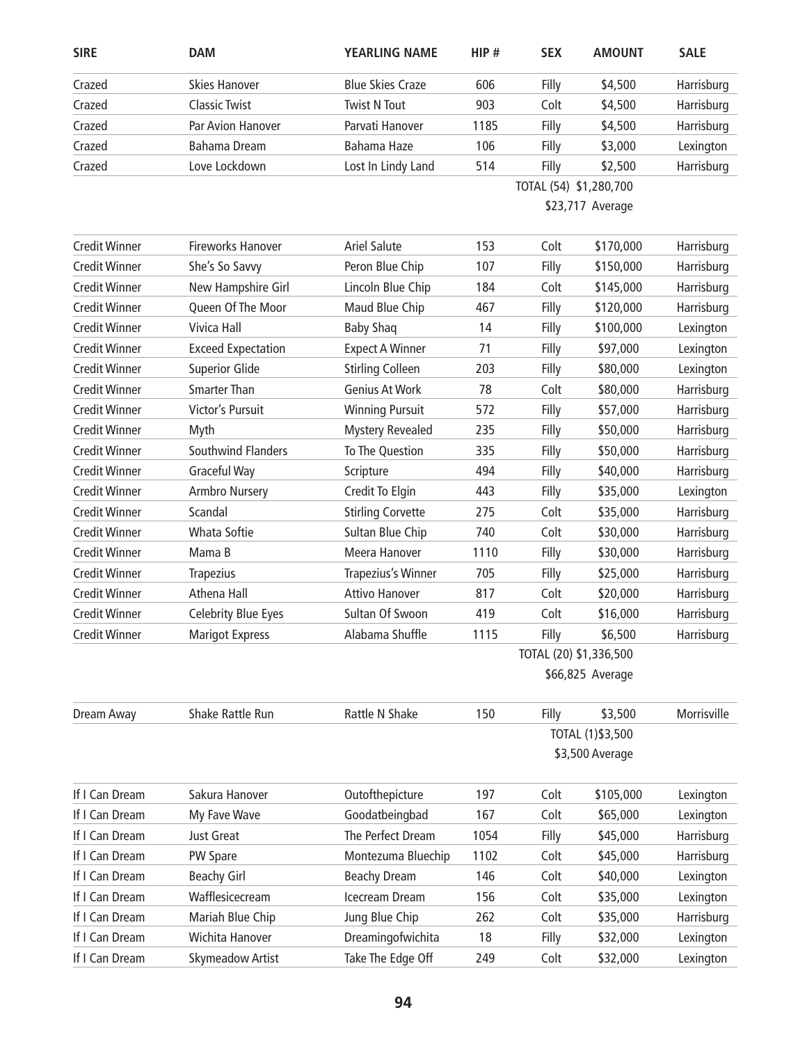| SIRE | DAM | YEARLING NAME | HIP # | SEX | AMOUNT | SALE |
|---|---|---|---|---|---|---|
| Crazed | Skies Hanover | Blue Skies Craze | 606 | Filly | $4,500 | Harrisburg |
| Crazed | Classic Twist | Twist N Tout | 903 | Colt | $4,500 | Harrisburg |
| Crazed | Par Avion Hanover | Parvati Hanover | 1185 | Filly | $4,500 | Harrisburg |
| Crazed | Bahama Dream | Bahama Haze | 106 | Filly | $3,000 | Lexington |
| Crazed | Love Lockdown | Lost In Lindy Land | 514 | Filly | $2,500 | Harrisburg |
| | | | | TOTAL (54) | $1,280,700 | |
| | | | | | $23,717 Average | |
| Credit Winner | Fireworks Hanover | Ariel Salute | 153 | Colt | $170,000 | Harrisburg |
| Credit Winner | She's So Savvy | Peron Blue Chip | 107 | Filly | $150,000 | Harrisburg |
| Credit Winner | New Hampshire Girl | Lincoln Blue Chip | 184 | Colt | $145,000 | Harrisburg |
| Credit Winner | Queen Of The Moor | Maud Blue Chip | 467 | Filly | $120,000 | Harrisburg |
| Credit Winner | Vivica Hall | Baby Shaq | 14 | Filly | $100,000 | Lexington |
| Credit Winner | Exceed Expectation | Expect A Winner | 71 | Filly | $97,000 | Lexington |
| Credit Winner | Superior Glide | Stirling Colleen | 203 | Filly | $80,000 | Lexington |
| Credit Winner | Smarter Than | Genius At Work | 78 | Colt | $80,000 | Harrisburg |
| Credit Winner | Victor's Pursuit | Winning Pursuit | 572 | Filly | $57,000 | Harrisburg |
| Credit Winner | Myth | Mystery Revealed | 235 | Filly | $50,000 | Harrisburg |
| Credit Winner | Southwind Flanders | To The Question | 335 | Filly | $50,000 | Harrisburg |
| Credit Winner | Graceful Way | Scripture | 494 | Filly | $40,000 | Harrisburg |
| Credit Winner | Armbro Nursery | Credit To Elgin | 443 | Filly | $35,000 | Lexington |
| Credit Winner | Scandal | Stirling Corvette | 275 | Colt | $35,000 | Harrisburg |
| Credit Winner | Whata Softie | Sultan Blue Chip | 740 | Colt | $30,000 | Harrisburg |
| Credit Winner | Mama B | Meera Hanover | 1110 | Filly | $30,000 | Harrisburg |
| Credit Winner | Trapezius | Trapezius's Winner | 705 | Filly | $25,000 | Harrisburg |
| Credit Winner | Athena Hall | Attivo Hanover | 817 | Colt | $20,000 | Harrisburg |
| Credit Winner | Celebrity Blue Eyes | Sultan Of Swoon | 419 | Colt | $16,000 | Harrisburg |
| Credit Winner | Marigot Express | Alabama Shuffle | 1115 | Filly | $6,500 | Harrisburg |
| | | | | TOTAL (20) | $1,336,500 | |
| | | | | | $66,825 Average | |
| Dream Away | Shake Rattle Run | Rattle N Shake | 150 | Filly | $3,500 | Morrisville |
| | | | | TOTAL (1) | $3,500 | |
| | | | | | $3,500 Average | |
| If I Can Dream | Sakura Hanover | Outofthepicture | 197 | Colt | $105,000 | Lexington |
| If I Can Dream | My Fave Wave | Goodatbeingbad | 167 | Colt | $65,000 | Lexington |
| If I Can Dream | Just Great | The Perfect Dream | 1054 | Filly | $45,000 | Harrisburg |
| If I Can Dream | PW Spare | Montezuma Bluechip | 1102 | Colt | $45,000 | Harrisburg |
| If I Can Dream | Beachy Girl | Beachy Dream | 146 | Colt | $40,000 | Lexington |
| If I Can Dream | Wafflesicecream | Icecream Dream | 156 | Colt | $35,000 | Lexington |
| If I Can Dream | Mariah Blue Chip | Jung Blue Chip | 262 | Colt | $35,000 | Harrisburg |
| If I Can Dream | Wichita Hanover | Dreamingofwichita | 18 | Filly | $32,000 | Lexington |
| If I Can Dream | Skymeadow Artist | Take The Edge Off | 249 | Colt | $32,000 | Lexington |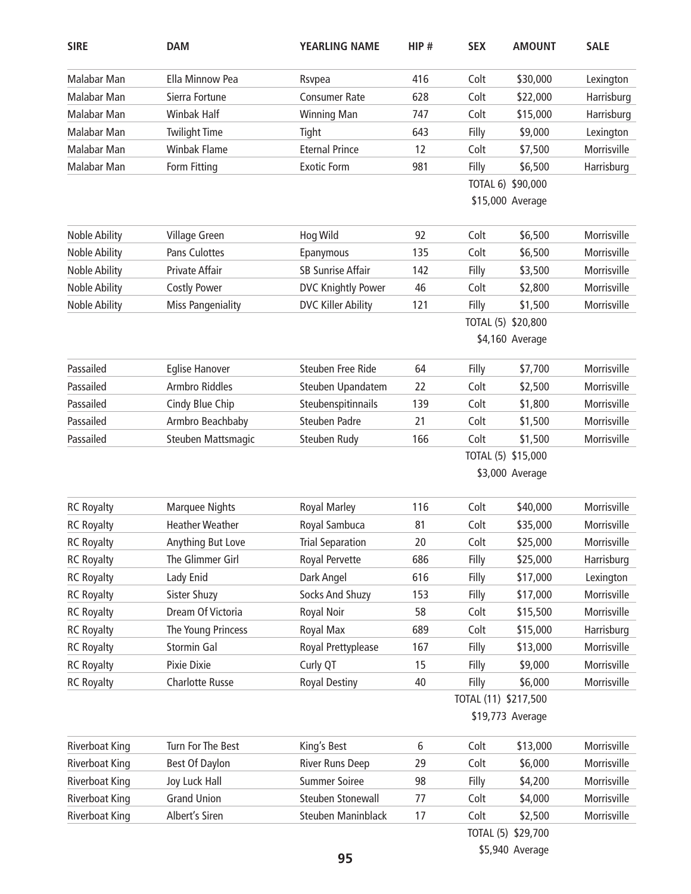| SIRE | DAM | YEARLING NAME | HIP # | SEX | AMOUNT | SALE |
|---|---|---|---|---|---|---|
| Malabar Man | Ella Minnow Pea | Rsvpea | 416 | Colt | $30,000 | Lexington |
| Malabar Man | Sierra Fortune | Consumer Rate | 628 | Colt | $22,000 | Harrisburg |
| Malabar Man | Winbak Half | Winning Man | 747 | Colt | $15,000 | Harrisburg |
| Malabar Man | Twilight Time | Tight | 643 | Filly | $9,000 | Lexington |
| Malabar Man | Winbak Flame | Eternal Prince | 12 | Colt | $7,500 | Morrisville |
| Malabar Man | Form Fitting | Exotic Form | 981 | Filly | $6,500 | Harrisburg |
| | | | | TOTAL 6) | $90,000 | |
| | | | | | $15,000 Average | |
| Noble Ability | Village Green | Hog Wild | 92 | Colt | $6,500 | Morrisville |
| Noble Ability | Pans Culottes | Epanymous | 135 | Colt | $6,500 | Morrisville |
| Noble Ability | Private Affair | SB Sunrise Affair | 142 | Filly | $3,500 | Morrisville |
| Noble Ability | Costly Power | DVC Knightly Power | 46 | Colt | $2,800 | Morrisville |
| Noble Ability | Miss Pangeniality | DVC Killer Ability | 121 | Filly | $1,500 | Morrisville |
| | | | | TOTAL (5) | $20,800 | |
| | | | | | $4,160 Average | |
| Passailed | Eglise Hanover | Steuben Free Ride | 64 | Filly | $7,700 | Morrisville |
| Passailed | Armbro Riddles | Steuben Upandatem | 22 | Colt | $2,500 | Morrisville |
| Passailed | Cindy Blue Chip | Steubenspitinnails | 139 | Colt | $1,800 | Morrisville |
| Passailed | Armbro Beachbaby | Steuben Padre | 21 | Colt | $1,500 | Morrisville |
| Passailed | Steuben Mattsmagic | Steuben Rudy | 166 | Colt | $1,500 | Morrisville |
| | | | | TOTAL (5) | $15,000 | |
| | | | | | $3,000 Average | |
| RC Royalty | Marquee Nights | Royal Marley | 116 | Colt | $40,000 | Morrisville |
| RC Royalty | Heather Weather | Royal Sambuca | 81 | Colt | $35,000 | Morrisville |
| RC Royalty | Anything But Love | Trial Separation | 20 | Colt | $25,000 | Morrisville |
| RC Royalty | The Glimmer Girl | Royal Pervette | 686 | Filly | $25,000 | Harrisburg |
| RC Royalty | Lady Enid | Dark Angel | 616 | Filly | $17,000 | Lexington |
| RC Royalty | Sister Shuzy | Socks And Shuzy | 153 | Filly | $17,000 | Morrisville |
| RC Royalty | Dream Of Victoria | Royal Noir | 58 | Colt | $15,500 | Morrisville |
| RC Royalty | The Young Princess | Royal Max | 689 | Colt | $15,000 | Harrisburg |
| RC Royalty | Stormin Gal | Royal Prettyplease | 167 | Filly | $13,000 | Morrisville |
| RC Royalty | Pixie Dixie | Curly QT | 15 | Filly | $9,000 | Morrisville |
| RC Royalty | Charlotte Russe | Royal Destiny | 40 | Filly | $6,000 | Morrisville |
| | | | | TOTAL (11) | $217,500 | |
| | | | | | $19,773 Average | |
| Riverboat King | Turn For The Best | King's Best | 6 | Colt | $13,000 | Morrisville |
| Riverboat King | Best Of Daylon | River Runs Deep | 29 | Colt | $6,000 | Morrisville |
| Riverboat King | Joy Luck Hall | Summer Soiree | 98 | Filly | $4,200 | Morrisville |
| Riverboat King | Grand Union | Steuben Stonewall | 77 | Colt | $4,000 | Morrisville |
| Riverboat King | Albert's Siren | Steuben Maninblack | 17 | Colt | $2,500 | Morrisville |
| | | | | TOTAL (5) | $29,700 | |
| | | | | | $5,940 Average | |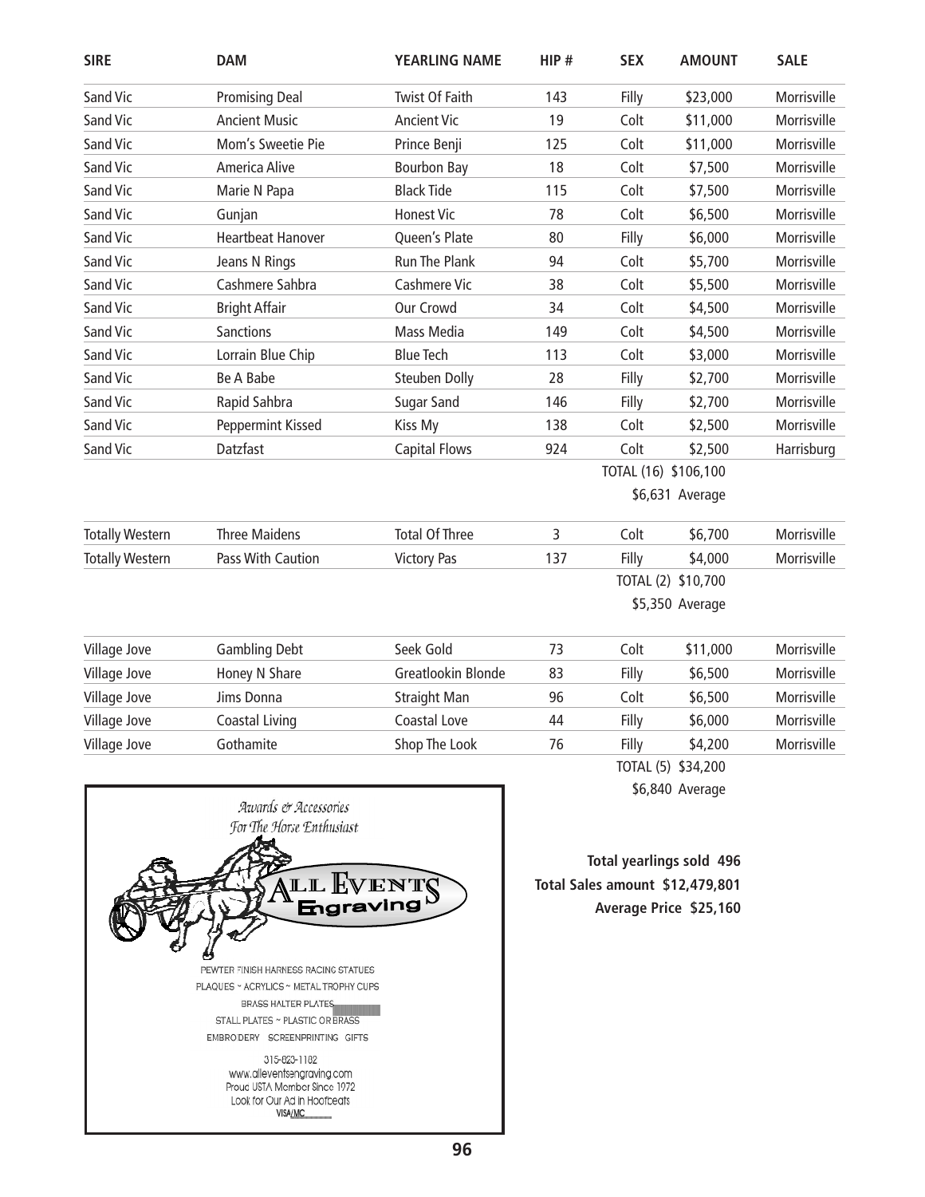| SIRE | DAM | YEARLING NAME | HIP # | SEX | AMOUNT | SALE |
|---|---|---|---|---|---|---|
| Sand Vic | Promising Deal | Twist Of Faith | 143 | Filly | $23,000 | Morrisville |
| Sand Vic | Ancient Music | Ancient Vic | 19 | Colt | $11,000 | Morrisville |
| Sand Vic | Mom's Sweetie Pie | Prince Benji | 125 | Colt | $11,000 | Morrisville |
| Sand Vic | America Alive | Bourbon Bay | 18 | Colt | $7,500 | Morrisville |
| Sand Vic | Marie N Papa | Black Tide | 115 | Colt | $7,500 | Morrisville |
| Sand Vic | Gunjan | Honest Vic | 78 | Colt | $6,500 | Morrisville |
| Sand Vic | Heartbeat Hanover | Queen's Plate | 80 | Filly | $6,000 | Morrisville |
| Sand Vic | Jeans N Rings | Run The Plank | 94 | Colt | $5,700 | Morrisville |
| Sand Vic | Cashmere Sahbra | Cashmere Vic | 38 | Colt | $5,500 | Morrisville |
| Sand Vic | Bright Affair | Our Crowd | 34 | Colt | $4,500 | Morrisville |
| Sand Vic | Sanctions | Mass Media | 149 | Colt | $4,500 | Morrisville |
| Sand Vic | Lorrain Blue Chip | Blue Tech | 113 | Colt | $3,000 | Morrisville |
| Sand Vic | Be A Babe | Steuben Dolly | 28 | Filly | $2,700 | Morrisville |
| Sand Vic | Rapid Sahbra | Sugar Sand | 146 | Filly | $2,700 | Morrisville |
| Sand Vic | Peppermint Kissed | Kiss My | 138 | Colt | $2,500 | Morrisville |
| Sand Vic | Datzfast | Capital Flows | 924 | Colt | $2,500 | Harrisburg |
| | | | | TOTAL (16) | $106,100 | |
| | | | | | $6,631 Average | |
| Totally Western | Three Maidens | Total Of Three | 3 | Colt | $6,700 | Morrisville |
| Totally Western | Pass With Caution | Victory Pas | 137 | Filly | $4,000 | Morrisville |
| | | | | TOTAL (2) | $10,700 | |
| | | | | | $5,350 Average | |
| Village Jove | Gambling Debt | Seek Gold | 73 | Colt | $11,000 | Morrisville |
| Village Jove | Honey N Share | Greatlookin Blonde | 83 | Filly | $6,500 | Morrisville |
| Village Jove | Jims Donna | Straight Man | 96 | Colt | $6,500 | Morrisville |
| Village Jove | Coastal Living | Coastal Love | 44 | Filly | $6,000 | Morrisville |
| Village Jove | Gothamite | Shop The Look | 76 | Filly | $4,200 | Morrisville |
| | | | | TOTAL (5) | $34,200 | |
| | | | | | $6,840 Average | |

*Awards & Accessories For The Horse Enthusiast*

ALL EVENTS Engraving

PEWTER FINISH HARNESS RACING STATUES
PLAQUES ~ ACRYLICS ~ METAL TROPHY CUPS
BRASS HALTER PLATES
STALL PLATES ~ PLASTIC OR BRASS
EMBRODERY SCREENPRINTING GIFTS

315-823-1102
www.alleventsengraving.com
Proud USTA Member Since 1972
Look for Our Ad in Hoofbeats
VISA/MC

**Total yearlings sold 496**
**Total Sales amount $12,479,801**
**Average Price $25,160**